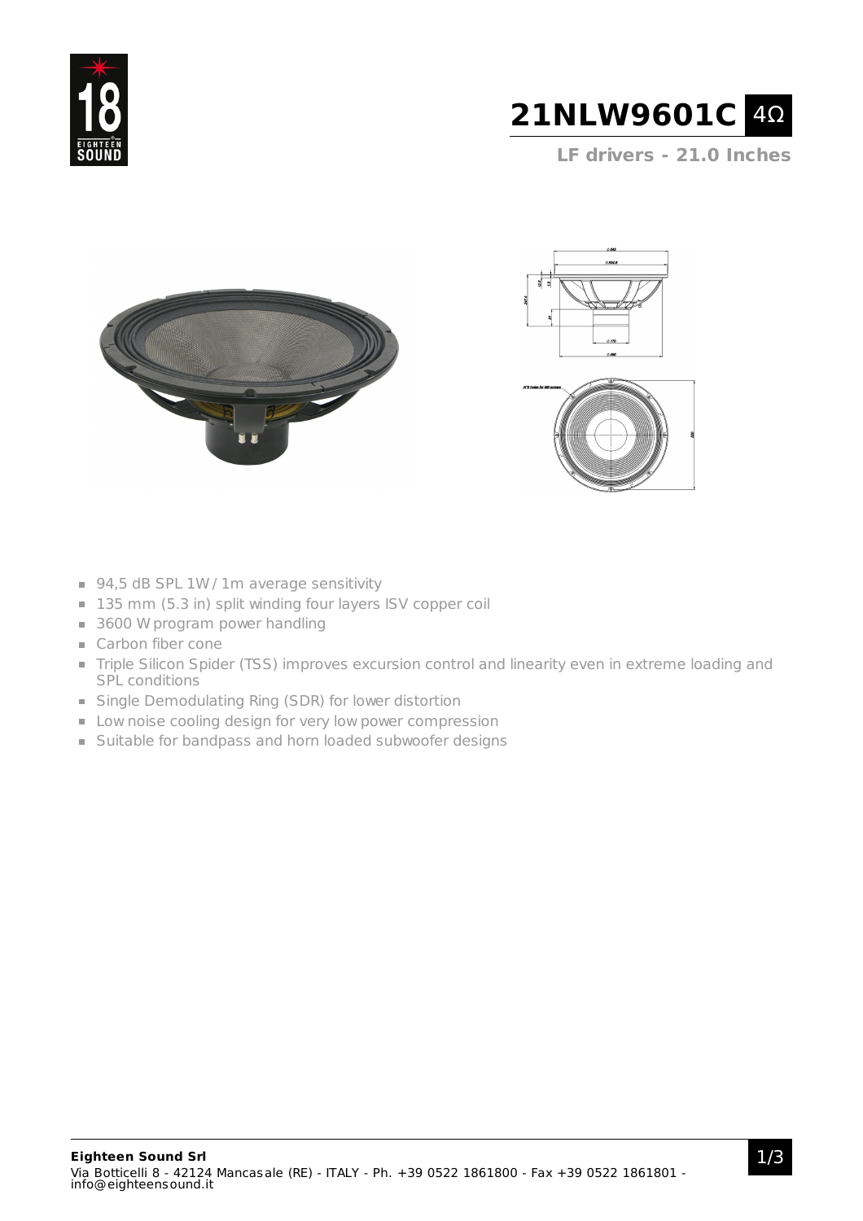# 21NLW9601C 4Ω

**LF drivers - 21.0 Inches**

- 94,5 dB SPL 1W / 1m average sensitivity
- 135 mm (5.3 in) split winding four layers ISV copper coil
- 3600 W program power handling
- Carbon fiber cone
- Triple Silicon Spider (TSS) improves excursion control and linearity even in extreme loading and SPL conditions
- Single Demodulating Ring (SDR) for lower distortion
- Low noise cooling design for very low power compression
- Suitable for bandpass and horn loaded subwoofer designs

**Eighteen Sound Srl**
Via Botticelli 8 - 42124 Mancasale (RE) - ITALY - Ph. +39 0522 1861800 - Fax +39 0522 1861801 - info@eighteensound.it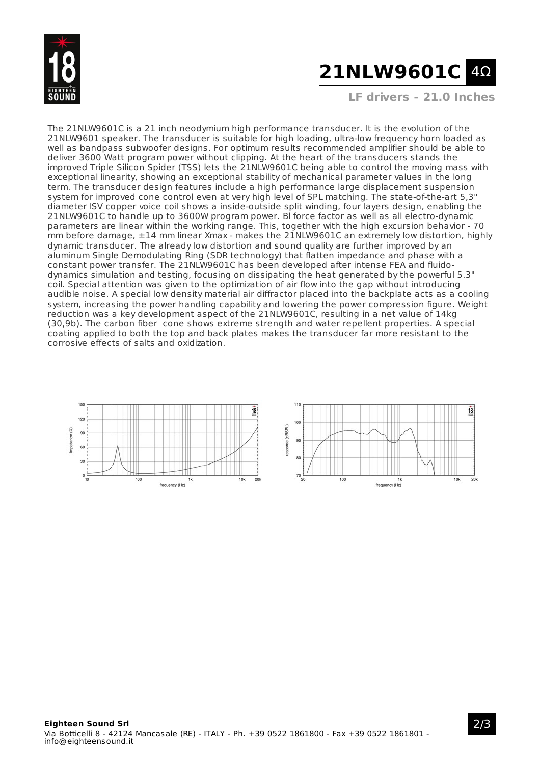# 21NLW9601C 4Ω

**LF drivers - 21.0 Inches**

The 21NLW9601C is a 21 inch neodymium high performance transducer. It is the evolution of the 21NLW9601 speaker. The transducer is suitable for high loading, ultra-low frequency horn loaded as well as bandpass subwoofer designs. For optimum results recommended amplifier should be able to deliver 3600 Watt program power without clipping. At the heart of the transducers stands the improved Triple Silicon Spider (TSS) lets the 21NLW9601C being able to control the moving mass with exceptional linearity, showing an exceptional stability of mechanical parameter values in the long term. The transducer design features include a high performance large displacement suspension system for improved cone control even at very high level of SPL matching. The state-of-the-art 5,3" diameter ISV copper voice coil shows a inside-outside split winding, four layers design, enabling the 21NLW9601C to handle up to 3600W program power. Bl force factor as well as all electro-dynamic parameters are linear within the working range. This, together with the high excursion behavior - 70 mm before damage, ±14 mm linear Xmax - makes the 21NLW9601C an extremely low distortion, highly dynamic transducer. The already low distortion and sound quality are further improved by an aluminum Single Demodulating Ring (SDR technology) that flatten impedance and phase with a constant power transfer. The 21NLW9601C has been developed after intense FEA and fluido-dynamics simulation and testing, focusing on dissipating the heat generated by the powerful 5.3" coil. Special attention was given to the optimization of air flow into the gap without introducing audible noise. A special low density material air diffractor placed into the backplate acts as a cooling system, increasing the power handling capability and lowering the power compression figure. Weight reduction was a key development aspect of the 21NLW9601C, resulting in a net value of 14kg (30,9b). The carbon fiber cone shows extreme strength and water repellent properties. A special coating applied to both the top and back plates makes the transducer far more resistant to the corrosive effects of salts and oxidization.

**Eighteen Sound Srl**
Via Botticelli 8 - 42124 Mancasale (RE) - ITALY - Ph. +39 0522 1861800 - Fax +39 0522 1861801 - info@eighteensound.it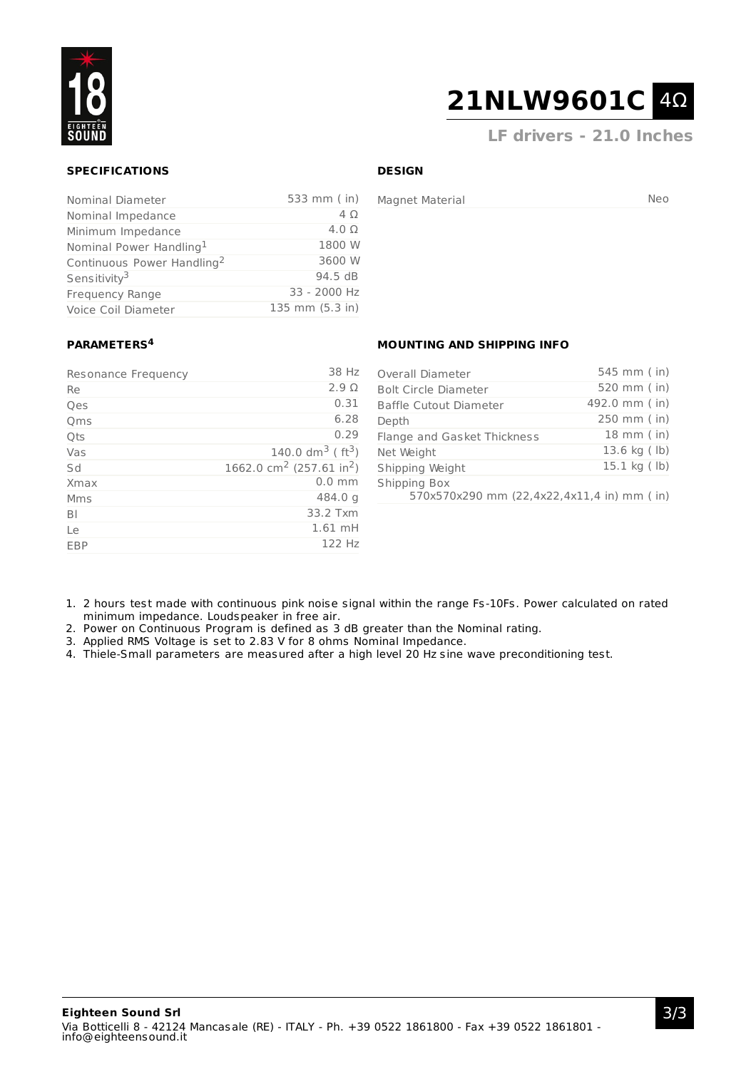# 21NLW9601C 4Ω

## LF drivers - 21.0 Inches

### SPECIFICATIONS

| | |
|---|---|
| Nominal Diameter | 533 mm ( in) |
| Nominal Impedance | 4 Ω |
| Minimum Impedance | 4.0 Ω |
| Nominal Power Handling[1] | 1800 W |
| Continuous Power Handling[2] | 3600 W |
| Sensitivity[3] | 94.5 dB |
| Frequency Range | 33 - 2000 Hz |
| Voice Coil Diameter | 135 mm (5.3 in) |

### DESIGN

| | |
|---|---|
| Magnet Material | Neo |

### PARAMETERS[4]

| | |
|---|---|
| Resonance Frequency | 38 Hz |
| Re | 2.9 Ω |
| Qes | 0.31 |
| Qms | 6.28 |
| Qts | 0.29 |
| Vas | 140.0 $dm^3$ ( $ft^3$) |
| Sd | 1662.0 $cm^2$ (257.61 $in^2$) |
| Xmax | 0.0 mm |
| Mms | 484.0 g |
| Bl | 33.2 Txm |
| Le | 1.61 mH |
| EBP | 122 Hz |

### MOUNTING AND SHIPPING INFO

| | |
|---|---|
| Overall Diameter | 545 mm ( in) |
| Bolt Circle Diameter | 520 mm ( in) |
| Baffle Cutout Diameter | 492.0 mm ( in) |
| Depth | 250 mm ( in) |
| Flange and Gasket Thickness | 18 mm ( in) |
| Net Weight | 13.6 kg ( lb) |
| Shipping Weight | 15.1 kg ( lb) |
| Shipping Box | 570x570x290 mm (22,4x22,4x11,4 in) mm ( in) |

1. 2 hours test made with continuous pink noise signal within the range Fs-10Fs. Power calculated on rated minimum impedance. Loudspeaker in free air.
2. Power on Continuous Program is defined as 3 dB greater than the Nominal rating.
3. Applied RMS Voltage is set to 2.83 V for 8 ohms Nominal Impedance.
4. Thiele-Small parameters are measured after a high level 20 Hz sine wave preconditioning test.

**Eighteen Sound Srl**
Via Botticelli 8 - 42124 Mancasale (RE) - ITALY - Ph. +39 0522 1861800 - Fax +39 0522 1861801 - info@eighteensound.it